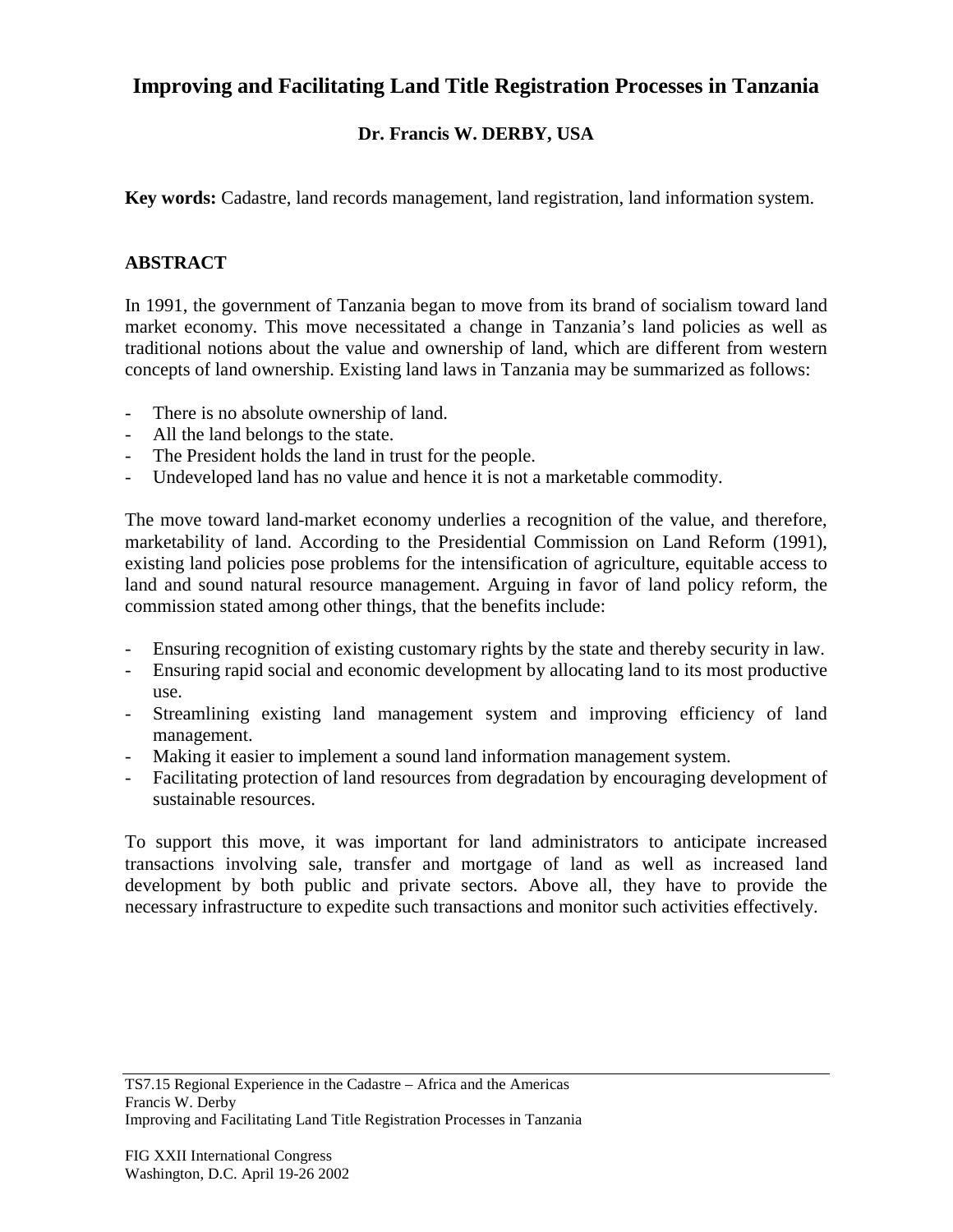# Improving and Facilitating Land Title Registration Processes in Tanzania

**Dr. Francis W. DERBY, USA**

**Key words:** Cadastre, land records management, land registration, land information system.

## ABSTRACT

In 1991, the government of Tanzania began to move from its brand of socialism toward land market economy. This move necessitated a change in Tanzania's land policies as well as traditional notions about the value and ownership of land, which are different from western concepts of land ownership. Existing land laws in Tanzania may be summarized as follows:

- There is no absolute ownership of land.
- All the land belongs to the state.
- The President holds the land in trust for the people.
- Undeveloped land has no value and hence it is not a marketable commodity.

The move toward land-market economy underlies a recognition of the value, and therefore, marketability of land. According to the Presidential Commission on Land Reform (1991), existing land policies pose problems for the intensification of agriculture, equitable access to land and sound natural resource management. Arguing in favor of land policy reform, the commission stated among other things, that the benefits include:

- Ensuring recognition of existing customary rights by the state and thereby security in law.
- Ensuring rapid social and economic development by allocating land to its most productive use.
- Streamlining existing land management system and improving efficiency of land management.
- Making it easier to implement a sound land information management system.
- Facilitating protection of land resources from degradation by encouraging development of sustainable resources.

To support this move, it was important for land administrators to anticipate increased transactions involving sale, transfer and mortgage of land as well as increased land development by both public and private sectors. Above all, they have to provide the necessary infrastructure to expedite such transactions and monitor such activities effectively.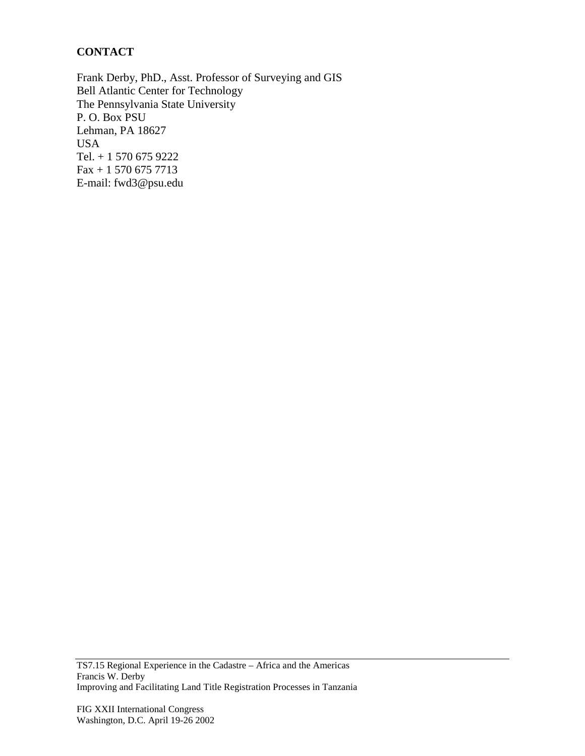## CONTACT

Frank Derby, PhD., Asst. Professor of Surveying and GIS
Bell Atlantic Center for Technology
The Pennsylvania State University
P. O. Box PSU
Lehman, PA 18627
USA
Tel. + 1 570 675 9222
Fax + 1 570 675 7713
E-mail: fwd3@psu.edu